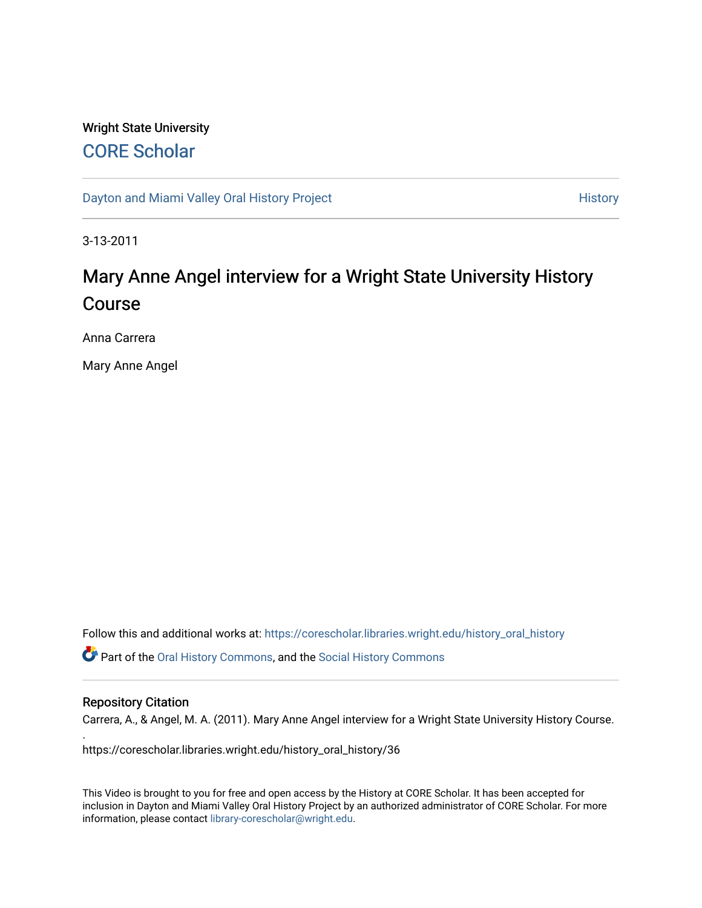Wright State University

## CORE Scholar

Dayton and Miami Valley Oral History Project | History

3-13-2011

# Mary Anne Angel interview for a Wright State University History Course

Anna Carrera

Mary Anne Angel

Follow this and additional works at: https://corescholar.libraries.wright.edu/history_oral_history

Part of the Oral History Commons, and the Social History Commons

### Repository Citation

Carrera, A., & Angel, M. A. (2011). Mary Anne Angel interview for a Wright State University History Course.
.
https://corescholar.libraries.wright.edu/history_oral_history/36

This Video is brought to you for free and open access by the History at CORE Scholar. It has been accepted for inclusion in Dayton and Miami Valley Oral History Project by an authorized administrator of CORE Scholar. For more information, please contact library-corescholar@wright.edu.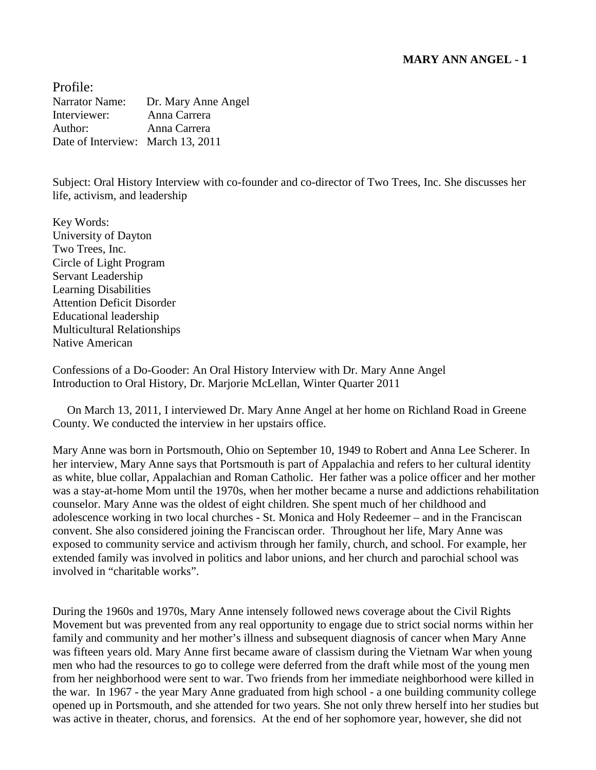Profile:

Narrator Name: Dr. Mary Anne Angel
Interviewer: Anna Carrera
Author: Anna Carrera
Date of Interview: March 13, 2011

Subject: Oral History Interview with co-founder and co-director of Two Trees, Inc. She discusses her life, activism, and leadership

Key Words:
University of Dayton
Two Trees, Inc.
Circle of Light Program
Servant Leadership
Learning Disabilities
Attention Deficit Disorder
Educational leadership
Multicultural Relationships
Native American

Confessions of a Do-Gooder: An Oral History Interview with Dr. Mary Anne Angel
Introduction to Oral History, Dr. Marjorie McLellan, Winter Quarter 2011

On March 13, 2011, I interviewed Dr. Mary Anne Angel at her home on Richland Road in Greene County. We conducted the interview in her upstairs office.

Mary Anne was born in Portsmouth, Ohio on September 10, 1949 to Robert and Anna Lee Scherer. In her interview, Mary Anne says that Portsmouth is part of Appalachia and refers to her cultural identity as white, blue collar, Appalachian and Roman Catholic. Her father was a police officer and her mother was a stay-at-home Mom until the 1970s, when her mother became a nurse and addictions rehabilitation counselor. Mary Anne was the oldest of eight children. She spent much of her childhood and adolescence working in two local churches - St. Monica and Holy Redeemer – and in the Franciscan convent. She also considered joining the Franciscan order. Throughout her life, Mary Anne was exposed to community service and activism through her family, church, and school. For example, her extended family was involved in politics and labor unions, and her church and parochial school was involved in "charitable works".

During the 1960s and 1970s, Mary Anne intensely followed news coverage about the Civil Rights Movement but was prevented from any real opportunity to engage due to strict social norms within her family and community and her mother's illness and subsequent diagnosis of cancer when Mary Anne was fifteen years old. Mary Anne first became aware of classism during the Vietnam War when young men who had the resources to go to college were deferred from the draft while most of the young men from her neighborhood were sent to war. Two friends from her immediate neighborhood were killed in the war. In 1967 - the year Mary Anne graduated from high school - a one building community college opened up in Portsmouth, and she attended for two years. She not only threw herself into her studies but was active in theater, chorus, and forensics. At the end of her sophomore year, however, she did not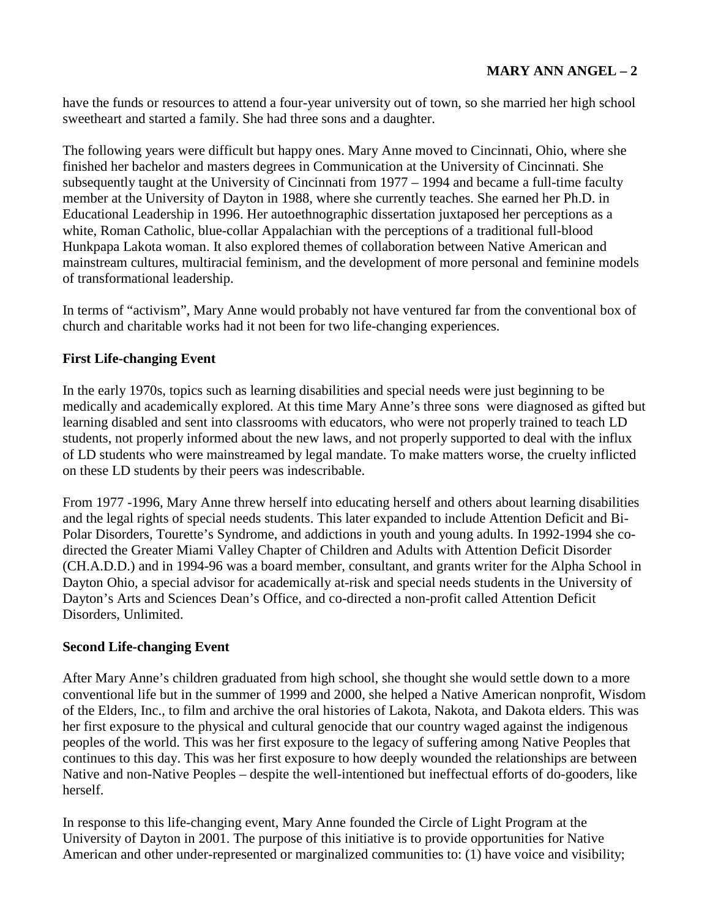have the funds or resources to attend a four-year university out of town, so she married her high school sweetheart and started a family. She had three sons and a daughter.

The following years were difficult but happy ones. Mary Anne moved to Cincinnati, Ohio, where she finished her bachelor and masters degrees in Communication at the University of Cincinnati. She subsequently taught at the University of Cincinnati from 1977 – 1994 and became a full-time faculty member at the University of Dayton in 1988, where she currently teaches. She earned her Ph.D. in Educational Leadership in 1996. Her autoethnographic dissertation juxtaposed her perceptions as a white, Roman Catholic, blue-collar Appalachian with the perceptions of a traditional full-blood Hunkpapa Lakota woman. It also explored themes of collaboration between Native American and mainstream cultures, multiracial feminism, and the development of more personal and feminine models of transformational leadership.

In terms of "activism", Mary Anne would probably not have ventured far from the conventional box of church and charitable works had it not been for two life-changing experiences.

### First Life-changing Event

In the early 1970s, topics such as learning disabilities and special needs were just beginning to be medically and academically explored. At this time Mary Anne's three sons were diagnosed as gifted but learning disabled and sent into classrooms with educators, who were not properly trained to teach LD students, not properly informed about the new laws, and not properly supported to deal with the influx of LD students who were mainstreamed by legal mandate. To make matters worse, the cruelty inflicted on these LD students by their peers was indescribable.

From 1977 -1996, Mary Anne threw herself into educating herself and others about learning disabilities and the legal rights of special needs students. This later expanded to include Attention Deficit and Bi-Polar Disorders, Tourette's Syndrome, and addictions in youth and young adults. In 1992-1994 she co-directed the Greater Miami Valley Chapter of Children and Adults with Attention Deficit Disorder (CH.A.D.D.) and in 1994-96 was a board member, consultant, and grants writer for the Alpha School in Dayton Ohio, a special advisor for academically at-risk and special needs students in the University of Dayton's Arts and Sciences Dean's Office, and co-directed a non-profit called Attention Deficit Disorders, Unlimited.

### Second Life-changing Event

After Mary Anne's children graduated from high school, she thought she would settle down to a more conventional life but in the summer of 1999 and 2000, she helped a Native American nonprofit, Wisdom of the Elders, Inc., to film and archive the oral histories of Lakota, Nakota, and Dakota elders. This was her first exposure to the physical and cultural genocide that our country waged against the indigenous peoples of the world. This was her first exposure to the legacy of suffering among Native Peoples that continues to this day. This was her first exposure to how deeply wounded the relationships are between Native and non-Native Peoples – despite the well-intentioned but ineffectual efforts of do-gooders, like herself.

In response to this life-changing event, Mary Anne founded the Circle of Light Program at the University of Dayton in 2001. The purpose of this initiative is to provide opportunities for Native American and other under-represented or marginalized communities to: (1) have voice and visibility;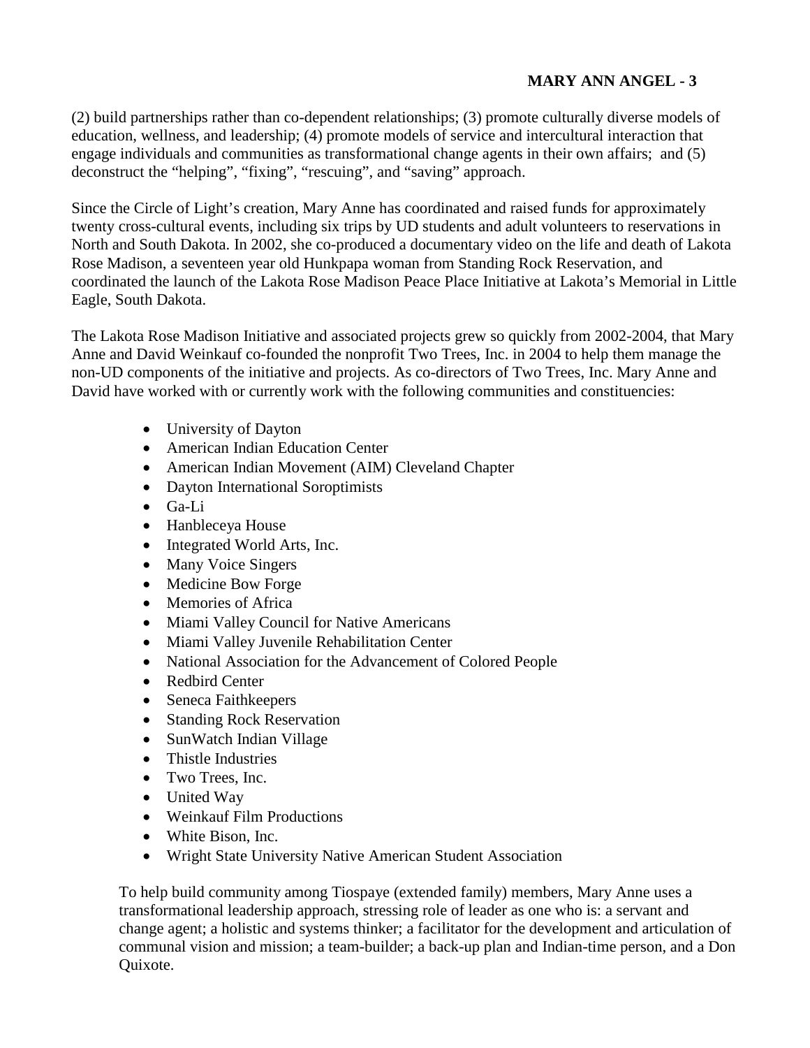(2) build partnerships rather than co-dependent relationships; (3) promote culturally diverse models of education, wellness, and leadership; (4) promote models of service and intercultural interaction that engage individuals and communities as transformational change agents in their own affairs; and (5) deconstruct the "helping", "fixing", "rescuing", and "saving" approach.

Since the Circle of Light's creation, Mary Anne has coordinated and raised funds for approximately twenty cross-cultural events, including six trips by UD students and adult volunteers to reservations in North and South Dakota. In 2002, she co-produced a documentary video on the life and death of Lakota Rose Madison, a seventeen year old Hunkpapa woman from Standing Rock Reservation, and coordinated the launch of the Lakota Rose Madison Peace Place Initiative at Lakota's Memorial in Little Eagle, South Dakota.

The Lakota Rose Madison Initiative and associated projects grew so quickly from 2002-2004, that Mary Anne and David Weinkauf co-founded the nonprofit Two Trees, Inc. in 2004 to help them manage the non-UD components of the initiative and projects. As co-directors of Two Trees, Inc. Mary Anne and David have worked with or currently work with the following communities and constituencies:

- University of Dayton
- American Indian Education Center
- American Indian Movement (AIM) Cleveland Chapter
- Dayton International Soroptimists
- Ga-Li
- Hanbleceya House
- Integrated World Arts, Inc.
- Many Voice Singers
- Medicine Bow Forge
- Memories of Africa
- Miami Valley Council for Native Americans
- Miami Valley Juvenile Rehabilitation Center
- National Association for the Advancement of Colored People
- Redbird Center
- Seneca Faithkeepers
- Standing Rock Reservation
- SunWatch Indian Village
- Thistle Industries
- Two Trees, Inc.
- United Way
- Weinkauf Film Productions
- White Bison, Inc.
- Wright State University Native American Student Association

To help build community among Tiospaye (extended family) members, Mary Anne uses a transformational leadership approach, stressing role of leader as one who is: a servant and change agent; a holistic and systems thinker; a facilitator for the development and articulation of communal vision and mission; a team-builder; a back-up plan and Indian-time person, and a Don Quixote.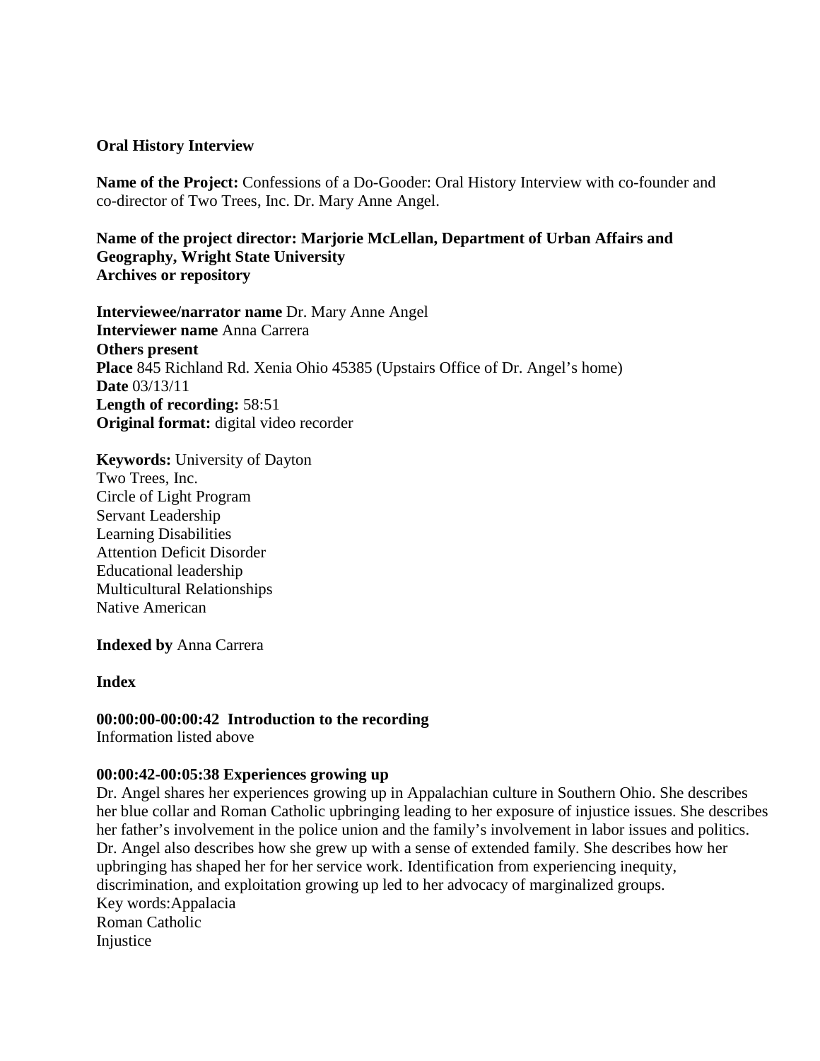**Oral History Interview**

**Name of the Project:** Confessions of a Do-Gooder: Oral History Interview with co-founder and co-director of Two Trees, Inc. Dr. Mary Anne Angel.

**Name of the project director: Marjorie McLellan, Department of Urban Affairs and Geography, Wright State University**
**Archives or repository**

**Interviewee/narrator name** Dr. Mary Anne Angel
**Interviewer name** Anna Carrera
**Others present**
**Place** 845 Richland Rd. Xenia Ohio 45385 (Upstairs Office of Dr. Angel's home)
**Date** 03/13/11
**Length of recording:** 58:51
**Original format:** digital video recorder

**Keywords:** University of Dayton
Two Trees, Inc.
Circle of Light Program
Servant Leadership
Learning Disabilities
Attention Deficit Disorder
Educational leadership
Multicultural Relationships
Native American

**Indexed by** Anna Carrera

**Index**

**00:00:00-00:00:42 Introduction to the recording**
Information listed above

**00:00:42-00:05:38 Experiences growing up**
Dr. Angel shares her experiences growing up in Appalachian culture in Southern Ohio. She describes her blue collar and Roman Catholic upbringing leading to her exposure of injustice issues. She describes her father's involvement in the police union and the family's involvement in labor issues and politics. Dr. Angel also describes how she grew up with a sense of extended family. She describes how her upbringing has shaped her for her service work. Identification from experiencing inequity, discrimination, and exploitation growing up led to her advocacy of marginalized groups.
Key words:Appalacia
Roman Catholic
Injustice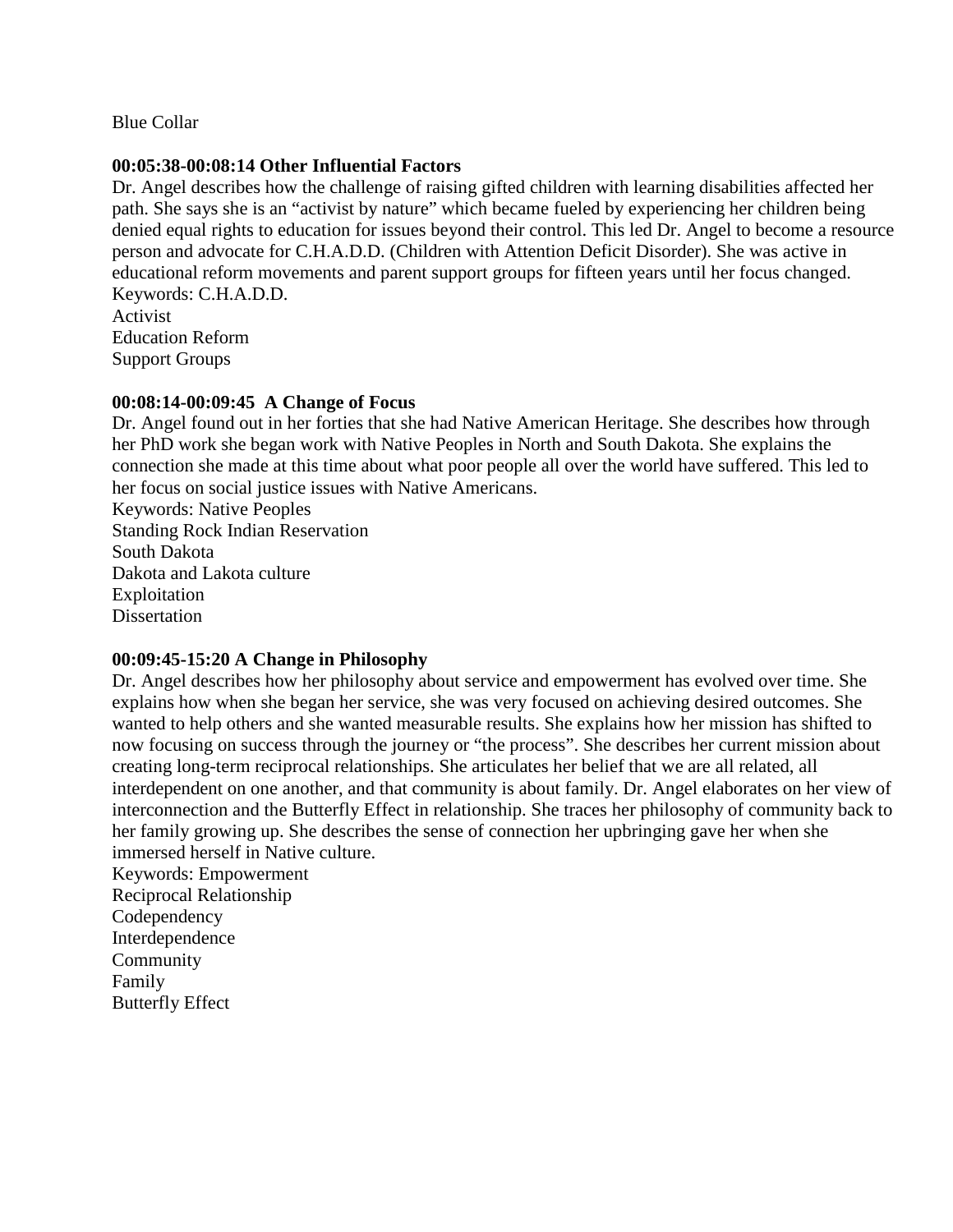Blue Collar

**00:05:38-00:08:14 Other Influential Factors**

Dr. Angel describes how the challenge of raising gifted children with learning disabilities affected her path. She says she is an “activist by nature” which became fueled by experiencing her children being denied equal rights to education for issues beyond their control. This led Dr. Angel to become a resource person and advocate for C.H.A.D.D. (Children with Attention Deficit Disorder). She was active in educational reform movements and parent support groups for fifteen years until her focus changed.

Keywords: C.H.A.D.D.
Activist
Education Reform
Support Groups

**00:08:14-00:09:45 A Change of Focus**

Dr. Angel found out in her forties that she had Native American Heritage. She describes how through her PhD work she began work with Native Peoples in North and South Dakota. She explains the connection she made at this time about what poor people all over the world have suffered. This led to her focus on social justice issues with Native Americans.

Keywords: Native Peoples
Standing Rock Indian Reservation
South Dakota
Dakota and Lakota culture
Exploitation
Dissertation

**00:09:45-15:20 A Change in Philosophy**

Dr. Angel describes how her philosophy about service and empowerment has evolved over time. She explains how when she began her service, she was very focused on achieving desired outcomes. She wanted to help others and she wanted measurable results. She explains how her mission has shifted to now focusing on success through the journey or “the process”. She describes her current mission about creating long-term reciprocal relationships. She articulates her belief that we are all related, all interdependent on one another, and that community is about family. Dr. Angel elaborates on her view of interconnection and the Butterfly Effect in relationship. She traces her philosophy of community back to her family growing up. She describes the sense of connection her upbringing gave her when she immersed herself in Native culture.

Keywords: Empowerment
Reciprocal Relationship
Codependency
Interdependence
Community
Family
Butterfly Effect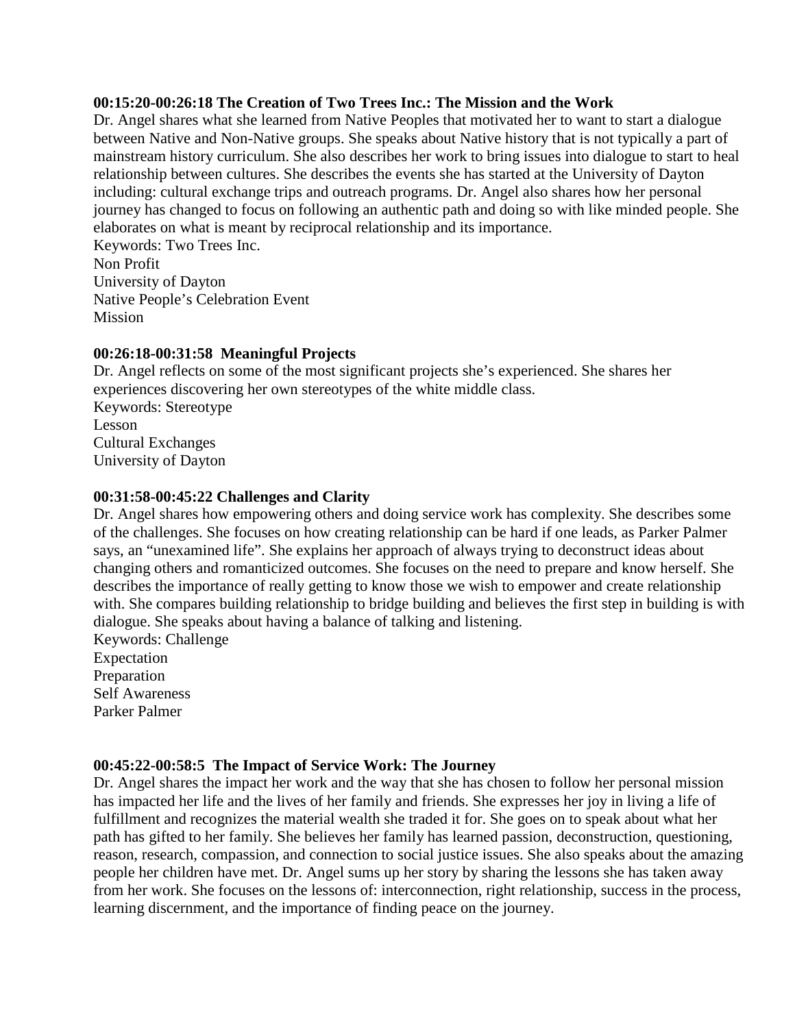**00:15:20-00:26:18 The Creation of Two Trees Inc.: The Mission and the Work**

Dr. Angel shares what she learned from Native Peoples that motivated her to want to start a dialogue between Native and Non-Native groups. She speaks about Native history that is not typically a part of mainstream history curriculum. She also describes her work to bring issues into dialogue to start to heal relationship between cultures. She describes the events she has started at the University of Dayton including: cultural exchange trips and outreach programs. Dr. Angel also shares how her personal journey has changed to focus on following an authentic path and doing so with like minded people. She elaborates on what is meant by reciprocal relationship and its importance.

Keywords: Two Trees Inc.
Non Profit
University of Dayton
Native People's Celebration Event
Mission

**00:26:18-00:31:58 Meaningful Projects**

Dr. Angel reflects on some of the most significant projects she's experienced. She shares her experiences discovering her own stereotypes of the white middle class.

Keywords: Stereotype
Lesson
Cultural Exchanges
University of Dayton

**00:31:58-00:45:22 Challenges and Clarity**

Dr. Angel shares how empowering others and doing service work has complexity. She describes some of the challenges. She focuses on how creating relationship can be hard if one leads, as Parker Palmer says, an "unexamined life". She explains her approach of always trying to deconstruct ideas about changing others and romanticized outcomes. She focuses on the need to prepare and know herself. She describes the importance of really getting to know those we wish to empower and create relationship with. She compares building relationship to bridge building and believes the first step in building is with dialogue. She speaks about having a balance of talking and listening.

Keywords: Challenge
Expectation
Preparation
Self Awareness
Parker Palmer

**00:45:22-00:58:5 The Impact of Service Work: The Journey**

Dr. Angel shares the impact her work and the way that she has chosen to follow her personal mission has impacted her life and the lives of her family and friends. She expresses her joy in living a life of fulfillment and recognizes the material wealth she traded it for. She goes on to speak about what her path has gifted to her family. She believes her family has learned passion, deconstruction, questioning, reason, research, compassion, and connection to social justice issues. She also speaks about the amazing people her children have met. Dr. Angel sums up her story by sharing the lessons she has taken away from her work. She focuses on the lessons of: interconnection, right relationship, success in the process, learning discernment, and the importance of finding peace on the journey.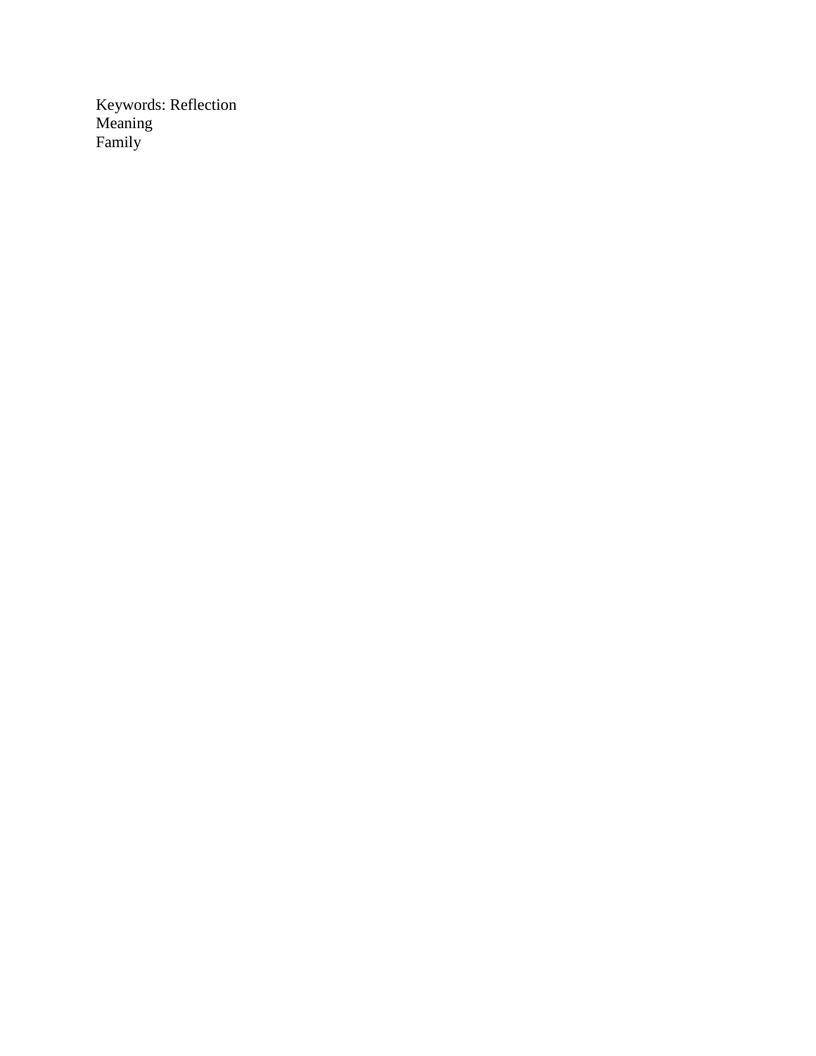Keywords: Reflection
Meaning
Family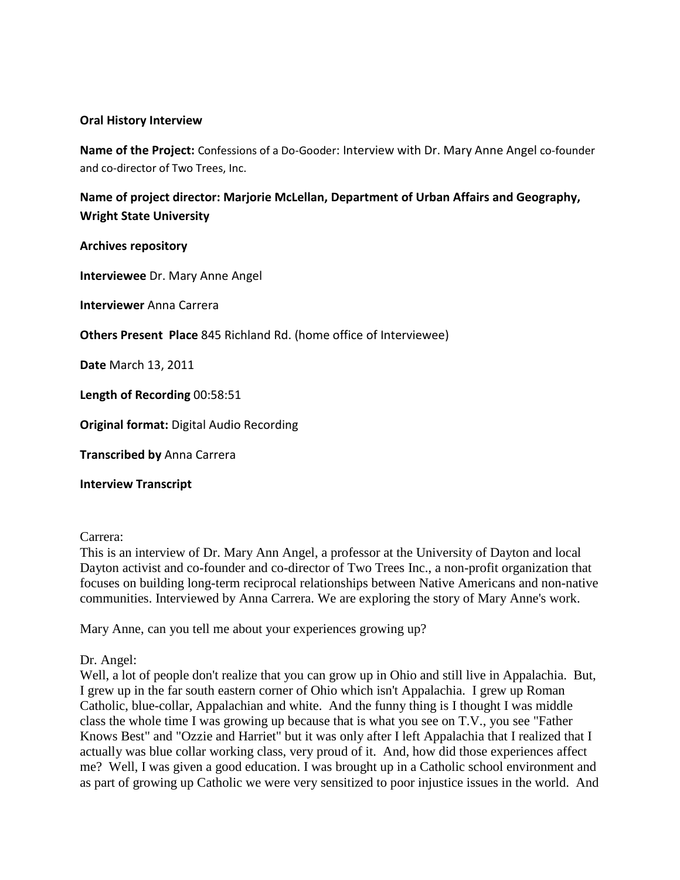**Oral History Interview**

**Name of the Project:** Confessions of a Do-Gooder: Interview with Dr. Mary Anne Angel co-founder and co-director of Two Trees, Inc.

**Name of project director: Marjorie McLellan, Department of Urban Affairs and Geography, Wright State University**

**Archives repository**

**Interviewee** Dr. Mary Anne Angel

**Interviewer** Anna Carrera

**Others Present Place** 845 Richland Rd. (home office of Interviewee)

**Date** March 13, 2011

**Length of Recording** 00:58:51

**Original format:** Digital Audio Recording

**Transcribed by** Anna Carrera

**Interview Transcript**

Carrera:
This is an interview of Dr. Mary Ann Angel, a professor at the University of Dayton and local Dayton activist and co-founder and co-director of Two Trees Inc., a non-profit organization that focuses on building long-term reciprocal relationships between Native Americans and non-native communities. Interviewed by Anna Carrera. We are exploring the story of Mary Anne's work.

Mary Anne, can you tell me about your experiences growing up?

Dr. Angel:
Well, a lot of people don't realize that you can grow up in Ohio and still live in Appalachia. But, I grew up in the far south eastern corner of Ohio which isn't Appalachia. I grew up Roman Catholic, blue-collar, Appalachian and white. And the funny thing is I thought I was middle class the whole time I was growing up because that is what you see on T.V., you see "Father Knows Best" and "Ozzie and Harriet" but it was only after I left Appalachia that I realized that I actually was blue collar working class, very proud of it. And, how did those experiences affect me? Well, I was given a good education. I was brought up in a Catholic school environment and as part of growing up Catholic we were very sensitized to poor injustice issues in the world. And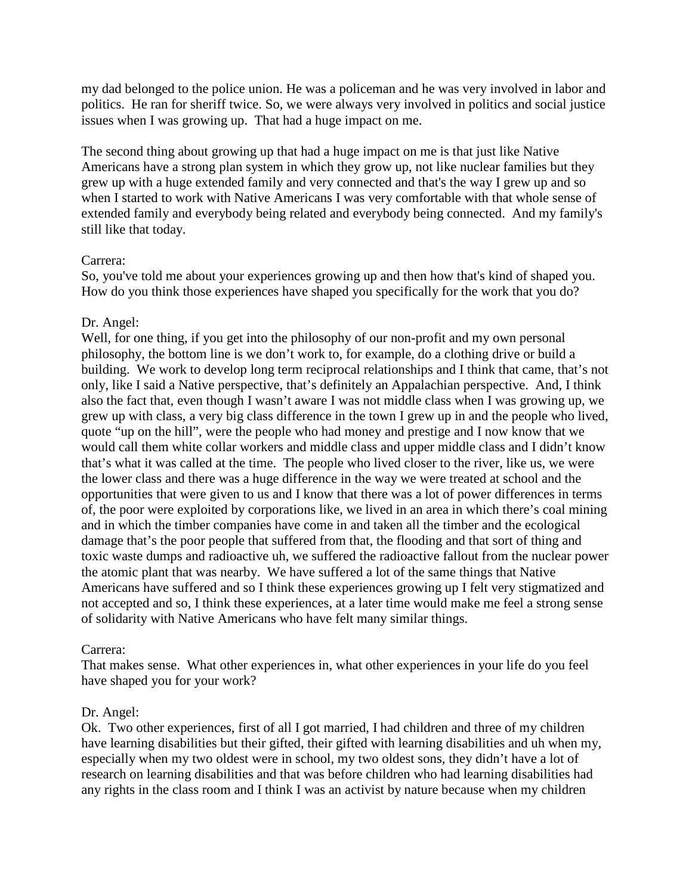my dad belonged to the police union. He was a policeman and he was very involved in labor and politics. He ran for sheriff twice. So, we were always very involved in politics and social justice issues when I was growing up. That had a huge impact on me.

The second thing about growing up that had a huge impact on me is that just like Native Americans have a strong plan system in which they grow up, not like nuclear families but they grew up with a huge extended family and very connected and that's the way I grew up and so when I started to work with Native Americans I was very comfortable with that whole sense of extended family and everybody being related and everybody being connected. And my family's still like that today.

Carrera:
So, you've told me about your experiences growing up and then how that's kind of shaped you. How do you think those experiences have shaped you specifically for the work that you do?

Dr. Angel:
Well, for one thing, if you get into the philosophy of our non-profit and my own personal philosophy, the bottom line is we don't work to, for example, do a clothing drive or build a building. We work to develop long term reciprocal relationships and I think that came, that's not only, like I said a Native perspective, that's definitely an Appalachian perspective. And, I think also the fact that, even though I wasn't aware I was not middle class when I was growing up, we grew up with class, a very big class difference in the town I grew up in and the people who lived, quote "up on the hill", were the people who had money and prestige and I now know that we would call them white collar workers and middle class and upper middle class and I didn't know that's what it was called at the time. The people who lived closer to the river, like us, we were the lower class and there was a huge difference in the way we were treated at school and the opportunities that were given to us and I know that there was a lot of power differences in terms of, the poor were exploited by corporations like, we lived in an area in which there's coal mining and in which the timber companies have come in and taken all the timber and the ecological damage that's the poor people that suffered from that, the flooding and that sort of thing and toxic waste dumps and radioactive uh, we suffered the radioactive fallout from the nuclear power the atomic plant that was nearby. We have suffered a lot of the same things that Native Americans have suffered and so I think these experiences growing up I felt very stigmatized and not accepted and so, I think these experiences, at a later time would make me feel a strong sense of solidarity with Native Americans who have felt many similar things.

Carrera:
That makes sense. What other experiences in, what other experiences in your life do you feel have shaped you for your work?

Dr. Angel:
Ok. Two other experiences, first of all I got married, I had children and three of my children have learning disabilities but their gifted, their gifted with learning disabilities and uh when my, especially when my two oldest were in school, my two oldest sons, they didn't have a lot of research on learning disabilities and that was before children who had learning disabilities had any rights in the class room and I think I was an activist by nature because when my children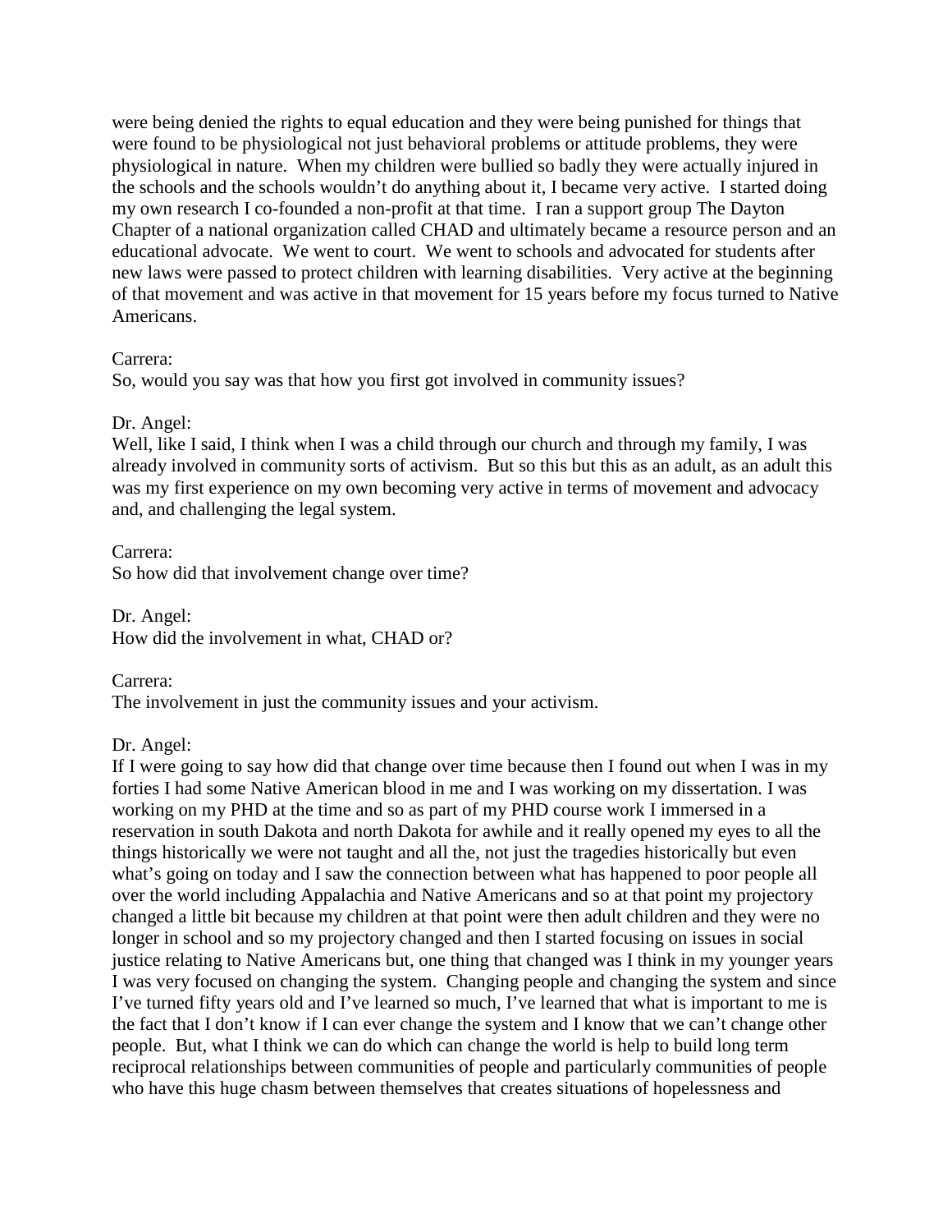were being denied the rights to equal education and they were being punished for things that were found to be physiological not just behavioral problems or attitude problems, they were physiological in nature. When my children were bullied so badly they were actually injured in the schools and the schools wouldn't do anything about it, I became very active. I started doing my own research I co-founded a non-profit at that time. I ran a support group The Dayton Chapter of a national organization called CHAD and ultimately became a resource person and an educational advocate. We went to court. We went to schools and advocated for students after new laws were passed to protect children with learning disabilities. Very active at the beginning of that movement and was active in that movement for 15 years before my focus turned to Native Americans.

Carrera:
So, would you say was that how you first got involved in community issues?

Dr. Angel:
Well, like I said, I think when I was a child through our church and through my family, I was already involved in community sorts of activism. But so this but this as an adult, as an adult this was my first experience on my own becoming very active in terms of movement and advocacy and, and challenging the legal system.

Carrera:
So how did that involvement change over time?

Dr. Angel:
How did the involvement in what, CHAD or?

Carrera:
The involvement in just the community issues and your activism.

Dr. Angel:
If I were going to say how did that change over time because then I found out when I was in my forties I had some Native American blood in me and I was working on my dissertation. I was working on my PHD at the time and so as part of my PHD course work I immersed in a reservation in south Dakota and north Dakota for awhile and it really opened my eyes to all the things historically we were not taught and all the, not just the tragedies historically but even what's going on today and I saw the connection between what has happened to poor people all over the world including Appalachia and Native Americans and so at that point my projectory changed a little bit because my children at that point were then adult children and they were no longer in school and so my projectory changed and then I started focusing on issues in social justice relating to Native Americans but, one thing that changed was I think in my younger years I was very focused on changing the system. Changing people and changing the system and since I've turned fifty years old and I've learned so much, I've learned that what is important to me is the fact that I don't know if I can ever change the system and I know that we can't change other people. But, what I think we can do which can change the world is help to build long term reciprocal relationships between communities of people and particularly communities of people who have this huge chasm between themselves that creates situations of hopelessness and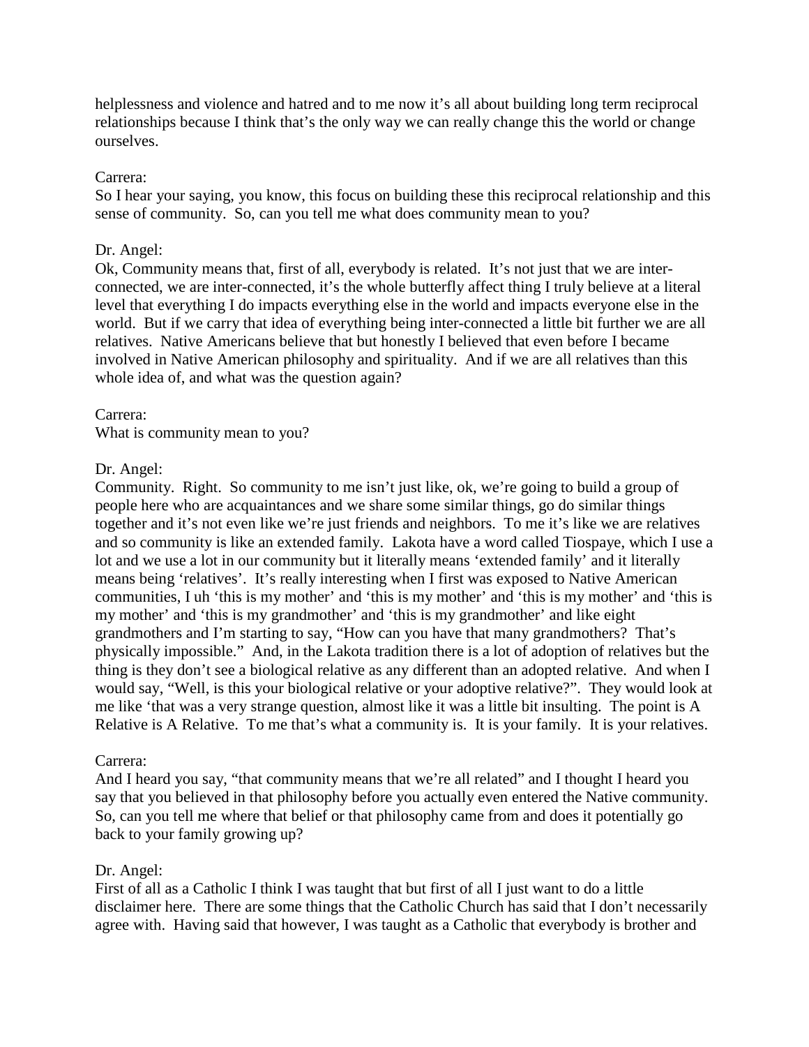helplessness and violence and hatred and to me now it's all about building long term reciprocal relationships because I think that's the only way we can really change this the world or change ourselves.

Carrera:
So I hear your saying, you know, this focus on building these this reciprocal relationship and this sense of community. So, can you tell me what does community mean to you?

Dr. Angel:
Ok, Community means that, first of all, everybody is related. It's not just that we are inter-connected, we are inter-connected, it's the whole butterfly affect thing I truly believe at a literal level that everything I do impacts everything else in the world and impacts everyone else in the world. But if we carry that idea of everything being inter-connected a little bit further we are all relatives. Native Americans believe that but honestly I believed that even before I became involved in Native American philosophy and spirituality. And if we are all relatives than this whole idea of, and what was the question again?

Carrera:
What is community mean to you?

Dr. Angel:
Community. Right. So community to me isn't just like, ok, we're going to build a group of people here who are acquaintances and we share some similar things, go do similar things together and it's not even like we're just friends and neighbors. To me it's like we are relatives and so community is like an extended family. Lakota have a word called Tiospaye, which I use a lot and we use a lot in our community but it literally means 'extended family' and it literally means being 'relatives'. It's really interesting when I first was exposed to Native American communities, I uh 'this is my mother' and 'this is my mother' and 'this is my mother' and 'this is my mother' and 'this is my grandmother' and 'this is my grandmother' and like eight grandmothers and I'm starting to say, "How can you have that many grandmothers? That's physically impossible." And, in the Lakota tradition there is a lot of adoption of relatives but the thing is they don't see a biological relative as any different than an adopted relative. And when I would say, "Well, is this your biological relative or your adoptive relative?". They would look at me like 'that was a very strange question, almost like it was a little bit insulting. The point is A Relative is A Relative. To me that's what a community is. It is your family. It is your relatives.

Carrera:
And I heard you say, "that community means that we're all related" and I thought I heard you say that you believed in that philosophy before you actually even entered the Native community. So, can you tell me where that belief or that philosophy came from and does it potentially go back to your family growing up?

Dr. Angel:
First of all as a Catholic I think I was taught that but first of all I just want to do a little disclaimer here. There are some things that the Catholic Church has said that I don't necessarily agree with. Having said that however, I was taught as a Catholic that everybody is brother and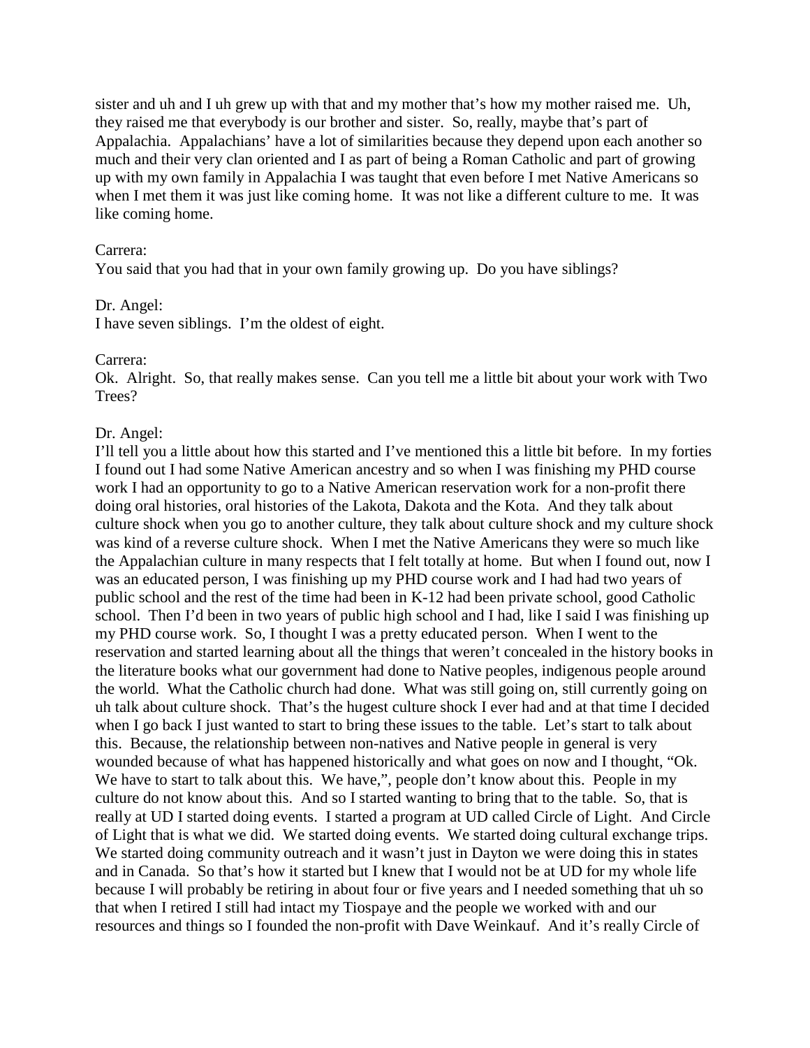sister and uh and I uh grew up with that and my mother that's how my mother raised me. Uh, they raised me that everybody is our brother and sister. So, really, maybe that's part of Appalachia. Appalachians' have a lot of similarities because they depend upon each another so much and their very clan oriented and I as part of being a Roman Catholic and part of growing up with my own family in Appalachia I was taught that even before I met Native Americans so when I met them it was just like coming home. It was not like a different culture to me. It was like coming home.

Carrera:
You said that you had that in your own family growing up. Do you have siblings?

Dr. Angel:
I have seven siblings. I'm the oldest of eight.

Carrera:
Ok. Alright. So, that really makes sense. Can you tell me a little bit about your work with Two Trees?

Dr. Angel:
I'll tell you a little about how this started and I've mentioned this a little bit before. In my forties I found out I had some Native American ancestry and so when I was finishing my PHD course work I had an opportunity to go to a Native American reservation work for a non-profit there doing oral histories, oral histories of the Lakota, Dakota and the Kota. And they talk about culture shock when you go to another culture, they talk about culture shock and my culture shock was kind of a reverse culture shock. When I met the Native Americans they were so much like the Appalachian culture in many respects that I felt totally at home. But when I found out, now I was an educated person, I was finishing up my PHD course work and I had had two years of public school and the rest of the time had been in K-12 had been private school, good Catholic school. Then I'd been in two years of public high school and I had, like I said I was finishing up my PHD course work. So, I thought I was a pretty educated person. When I went to the reservation and started learning about all the things that weren't concealed in the history books in the literature books what our government had done to Native peoples, indigenous people around the world. What the Catholic church had done. What was still going on, still currently going on uh talk about culture shock. That's the hugest culture shock I ever had and at that time I decided when I go back I just wanted to start to bring these issues to the table. Let's start to talk about this. Because, the relationship between non-natives and Native people in general is very wounded because of what has happened historically and what goes on now and I thought, "Ok. We have to start to talk about this. We have,", people don't know about this. People in my culture do not know about this. And so I started wanting to bring that to the table. So, that is really at UD I started doing events. I started a program at UD called Circle of Light. And Circle of Light that is what we did. We started doing events. We started doing cultural exchange trips. We started doing community outreach and it wasn't just in Dayton we were doing this in states and in Canada. So that's how it started but I knew that I would not be at UD for my whole life because I will probably be retiring in about four or five years and I needed something that uh so that when I retired I still had intact my Tiospaye and the people we worked with and our resources and things so I founded the non-profit with Dave Weinkauf. And it's really Circle of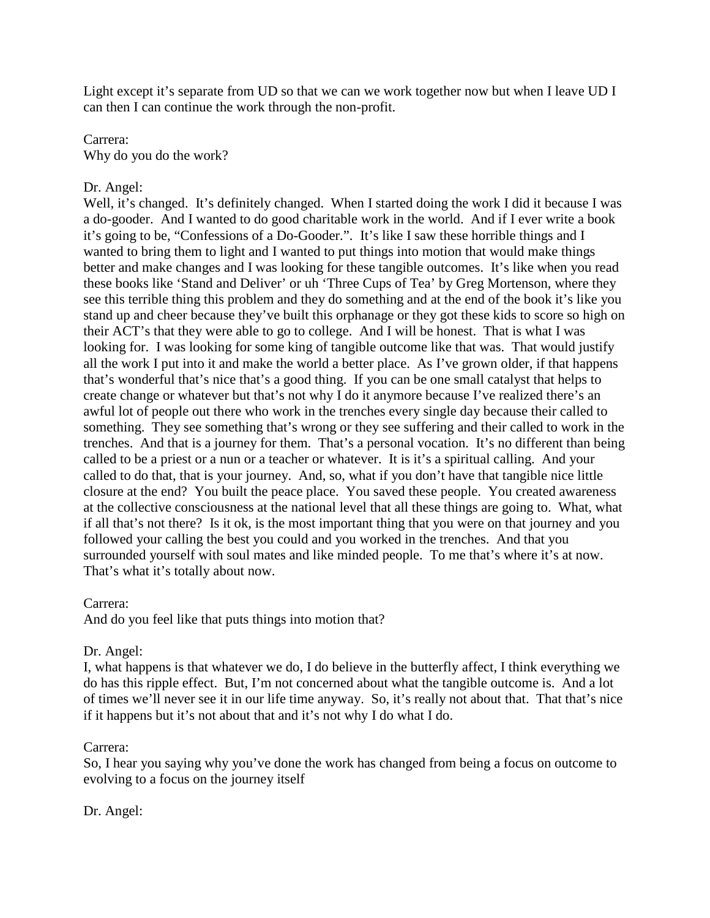Light except it's separate from UD so that we can we work together now but when I leave UD I can then I can continue the work through the non-profit.

Carrera:
Why do you do the work?

Dr. Angel:
Well, it's changed. It's definitely changed. When I started doing the work I did it because I was a do-gooder. And I wanted to do good charitable work in the world. And if I ever write a book it's going to be, "Confessions of a Do-Gooder.". It's like I saw these horrible things and I wanted to bring them to light and I wanted to put things into motion that would make things better and make changes and I was looking for these tangible outcomes. It's like when you read these books like 'Stand and Deliver' or uh 'Three Cups of Tea' by Greg Mortenson, where they see this terrible thing this problem and they do something and at the end of the book it's like you stand up and cheer because they've built this orphanage or they got these kids to score so high on their ACT's that they were able to go to college. And I will be honest. That is what I was looking for. I was looking for some king of tangible outcome like that was. That would justify all the work I put into it and make the world a better place. As I've grown older, if that happens that's wonderful that's nice that's a good thing. If you can be one small catalyst that helps to create change or whatever but that's not why I do it anymore because I've realized there's an awful lot of people out there who work in the trenches every single day because their called to something. They see something that's wrong or they see suffering and their called to work in the trenches. And that is a journey for them. That's a personal vocation. It's no different than being called to be a priest or a nun or a teacher or whatever. It is it's a spiritual calling. And your called to do that, that is your journey. And, so, what if you don't have that tangible nice little closure at the end? You built the peace place. You saved these people. You created awareness at the collective consciousness at the national level that all these things are going to. What, what if all that's not there? Is it ok, is the most important thing that you were on that journey and you followed your calling the best you could and you worked in the trenches. And that you surrounded yourself with soul mates and like minded people. To me that's where it's at now. That's what it's totally about now.

Carrera:
And do you feel like that puts things into motion that?

Dr. Angel:
I, what happens is that whatever we do, I do believe in the butterfly affect, I think everything we do has this ripple effect. But, I'm not concerned about what the tangible outcome is. And a lot of times we'll never see it in our life time anyway. So, it's really not about that. That that's nice if it happens but it's not about that and it's not why I do what I do.

Carrera:
So, I hear you saying why you've done the work has changed from being a focus on outcome to evolving to a focus on the journey itself

Dr. Angel: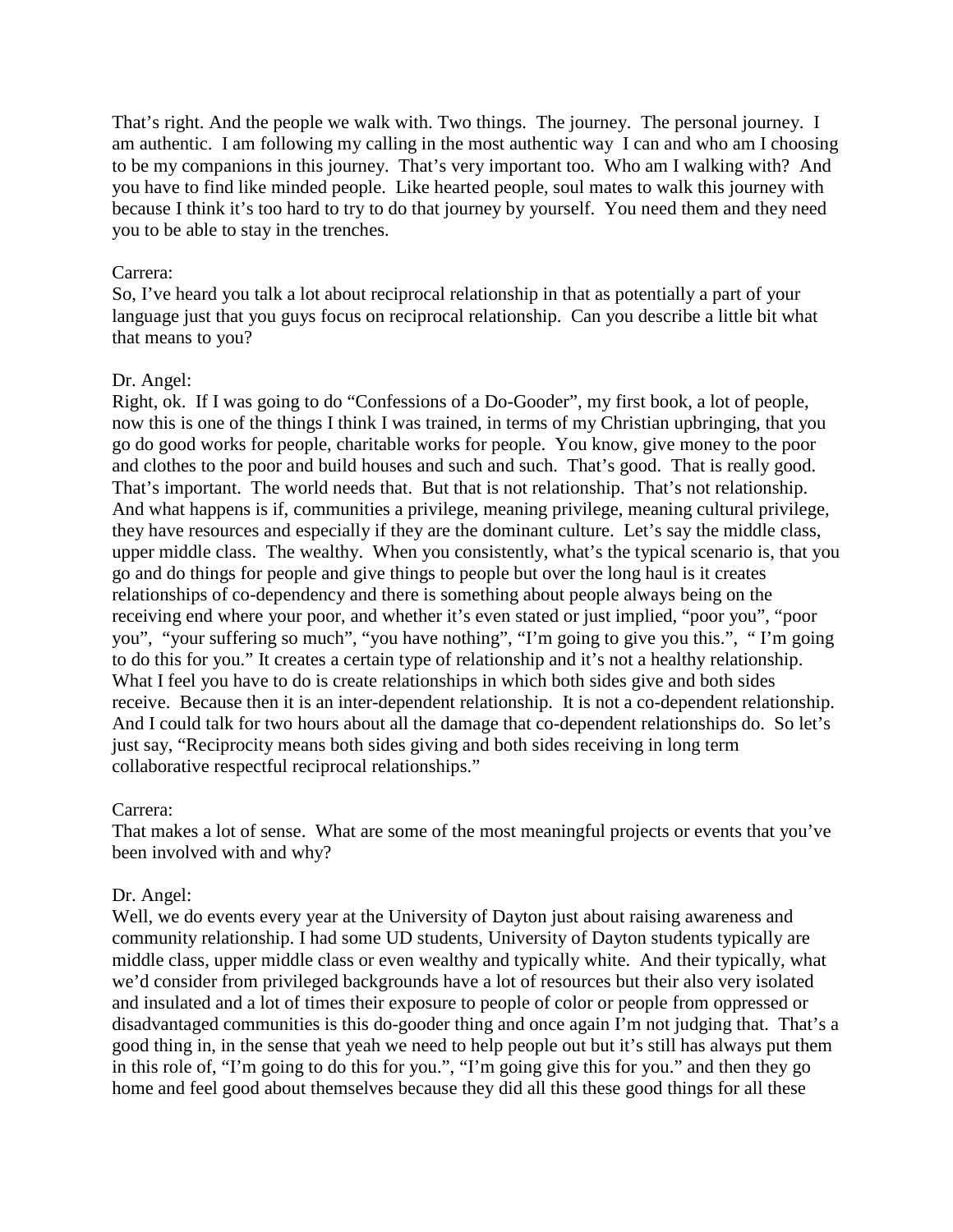That's right. And the people we walk with. Two things. The journey. The personal journey. I am authentic. I am following my calling in the very authentic way I can and who am I choosing to be my companions in this journey. That's very important too. Who am I walking with? And you have to find like minded people. Like hearted people, soul mates to walk this journey with because I think it's too hard to try to do that journey by yourself. You need them and they need you to be able to stay in the trenches.

Carrera:
So, I've heard you talk a lot about reciprocal relationship in that as potentially a part of your language just that you guys focus on reciprocal relationship. Can you describe a little bit what that means to you?

Dr. Angel:
Right, ok. If I was going to do "Confessions of a Do-Gooder", my first book, a lot of people, now this is one of the things I think I was trained, in terms of my Christian upbringing, that you go do good works for people, charitable works for people. You know, give money to the poor and clothes to the poor and build houses and such and such. That's good. That is really good. That's important. The world needs that. But that is not relationship. That's not relationship. And what happens is if, communities a privilege, meaning privilege, meaning cultural privilege, they have resources and especially if they are the dominant culture. Let's say the middle class, upper middle class. The wealthy. When you consistently, what's the typical scenario is, that you go and do things for people and give things to people but over the long haul is it creates relationships of co-dependency and there is something about people always being on the receiving end where your poor, and whether it's even stated or just implied, "poor you", "poor you", "your suffering so much", "you have nothing", "I'm going to give you this.", " I'm going to do this for you." It creates a certain type of relationship and it's not a healthy relationship. What I feel you have to do is create relationships in which both sides give and both sides receive. Because then it is an inter-dependent relationship. It is not a co-dependent relationship. And I could talk for two hours about all the damage that co-dependent relationships do. So let's just say, "Reciprocity means both sides giving and both sides receiving in long term collaborative respectful reciprocal relationships."

Carrera:
That makes a lot of sense. What are some of the most meaningful projects or events that you've been involved with and why?

Dr. Angel:
Well, we do events every year at the University of Dayton just about raising awareness and community relationship. I had some UD students, University of Dayton students typically are middle class, upper middle class or even wealthy and typically white. And their typically, what we'd consider from privileged backgrounds have a lot of resources but their also very isolated and insulated and a lot of times their exposure to people of color or people from oppressed or disadvantaged communities is this do-gooder thing and once again I'm not judging that. That's a good thing in, in the sense that yeah we need to help people out but it's still has always put them in this role of, "I'm going to do this for you.", "I'm going give this for you." and then they go home and feel good about themselves because they did all this these good things for all these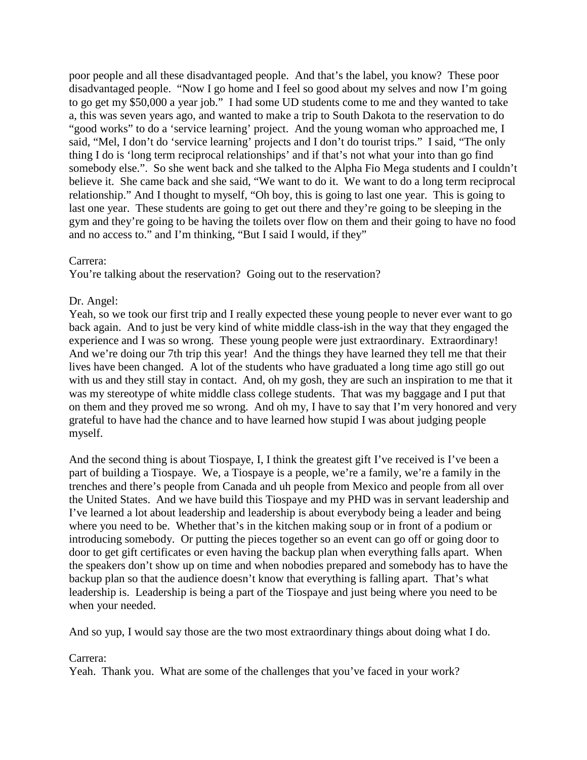poor people and all these disadvantaged people. And that's the label, you know? These poor disadvantaged people. "Now I go home and I feel so good about my selves and now I'm going to go get my $50,000 a year job." I had some UD students come to me and they wanted to take a, this was seven years ago, and wanted to make a trip to South Dakota to the reservation to do "good works" to do a 'service learning' project. And the young woman who approached me, I said, "Mel, I don't do 'service learning' projects and I don't do tourist trips." I said, "The only thing I do is 'long term reciprocal relationships' and if that's not what your into than go find somebody else.". So she went back and she talked to the Alpha Fio Mega students and I couldn't believe it. She came back and she said, "We want to do it. We want to do a long term reciprocal relationship." And I thought to myself, "Oh boy, this is going to last one year. This is going to last one year. These students are going to get out there and they're going to be sleeping in the gym and they're going to be having the toilets over flow on them and their going to have no food and no access to." and I'm thinking, "But I said I would, if they"

Carrera:
You're talking about the reservation? Going out to the reservation?

Dr. Angel:
Yeah, so we took our first trip and I really expected these young people to never ever want to go back again. And to just be very kind of white middle class-ish in the way that they engaged the experience and I was so wrong. These young people were just extraordinary. Extraordinary! And we're doing our 7th trip this year! And the things they have learned they tell me that their lives have been changed. A lot of the students who have graduated a long time ago still go out with us and they still stay in contact. And, oh my gosh, they are such an inspiration to me that it was my stereotype of white middle class college students. That was my baggage and I put that on them and they proved me so wrong. And oh my, I have to say that I'm very honored and very grateful to have had the chance and to have learned how stupid I was about judging people myself.

And the second thing is about Tiospaye, I, I think the greatest gift I've received is I've been a part of building a Tiospaye. We, a Tiospaye is a people, we're a family, we're a family in the trenches and there's people from Canada and uh people from Mexico and people from all over the United States. And we have build this Tiospaye and my PHD was in servant leadership and I've learned a lot about leadership and leadership is about everybody being a leader and being where you need to be. Whether that's in the kitchen making soup or in front of a podium or introducing somebody. Or putting the pieces together so an event can go off or going door to door to get gift certificates or even having the backup plan when everything falls apart. When the speakers don't show up on time and when nobodies prepared and somebody has to have the backup plan so that the audience doesn't know that everything is falling apart. That's what leadership is. Leadership is being a part of the Tiospaye and just being where you need to be when your needed.

And so yup, I would say those are the two most extraordinary things about doing what I do.

Carrera:
Yeah. Thank you. What are some of the challenges that you've faced in your work?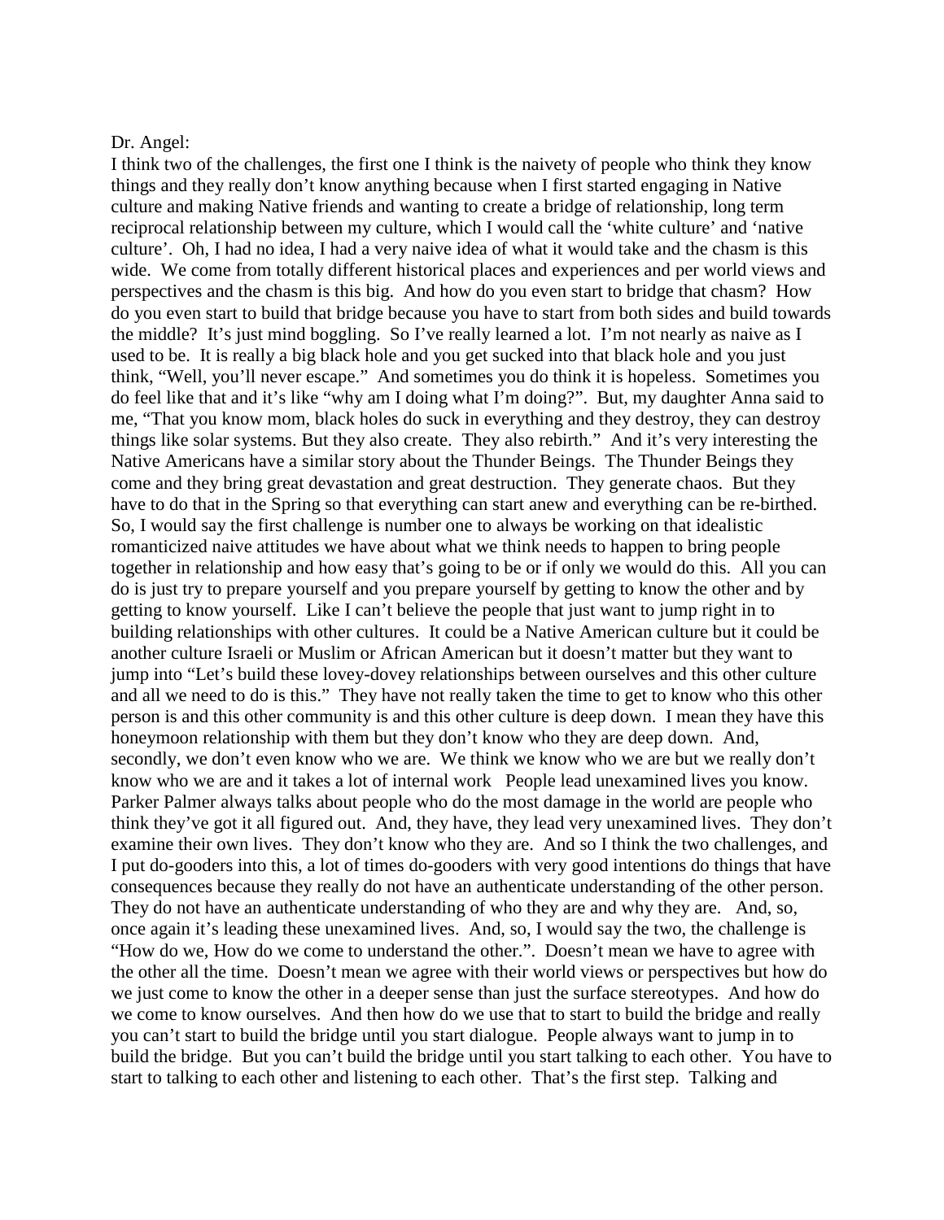Dr. Angel:

I think two of the challenges, the first one I think is the naivety of people who think they know things and they really don't know anything because when I first started engaging in Native culture and making Native friends and wanting to create a bridge of relationship, long term reciprocal relationship between my culture, which I would call the 'white culture' and 'native culture'. Oh, I had no idea, I had a very naive idea of what it would take and the chasm is this wide. We come from totally different historical places and experiences and per world views and perspectives and the chasm is this big. And how do you even start to bridge that chasm? How do you even start to build that bridge because you have to start from both sides and build towards the middle? It's just mind boggling. So I've really learned a lot. I'm not nearly as naive as I used to be. It is really a big black hole and you get sucked into that black hole and you just think, "Well, you'll never escape." And sometimes you do think it is hopeless. Sometimes you do feel like that and it's like "why am I doing what I'm doing?". But, my daughter Anna said to me, "That you know mom, black holes do suck in everything and they destroy, they can destroy things like solar systems. But they also create. They also rebirth." And it's very interesting the Native Americans have a similar story about the Thunder Beings. The Thunder Beings they come and they bring great devastation and great destruction. They generate chaos. But they have to do that in the Spring so that everything can start anew and everything can be re-birthed. So, I would say the first challenge is number one to always be working on that idealistic romanticized naive attitudes we have about what we think needs to happen to bring people together in relationship and how easy that's going to be or if only we would do this. All you can do is just try to prepare yourself and you prepare yourself by getting to know the other and by getting to know yourself. Like I can't believe the people that just want to jump right in to building relationships with other cultures. It could be a Native American culture but it could be another culture Israeli or Muslim or African American but it doesn't matter but they want to jump into "Let's build these lovey-dovey relationships between ourselves and this other culture and all we need to do is this." They have not really taken the time to get to know who this other person is and this other community is and this other culture is deep down. I mean they have this honeymoon relationship with them but they don't know who they are deep down. And, secondly, we don't even know who we are. We think we know who we are but we really don't know who we are and it takes a lot of internal work People lead unexamined lives you know. Parker Palmer always talks about people who do the most damage in the world are people who think they've got it all figured out. And, they have, they lead very unexamined lives. They don't examine their own lives. They don't know who they are. And so I think the two challenges, and I put do-gooders into this, a lot of times do-gooders with very good intentions do things that have consequences because they really do not have an authenticate understanding of the other person. They do not have an authenticate understanding of who they are and why they are. And, so, once again it's leading these unexamined lives. And, so, I would say the two, the challenge is "How do we, How do we come to understand the other.". Doesn't mean we have to agree with the other all the time. Doesn't mean we agree with their world views or perspectives but how do we just come to know the other in a deeper sense than just the surface stereotypes. And how do we come to know ourselves. And then how do we use that to start to build the bridge and really you can't start to build the bridge until you start dialogue. People always want to jump in to build the bridge. But you can't build the bridge until you start talking to each other. You have to start to talking to each other and listening to each other. That's the first step. Talking and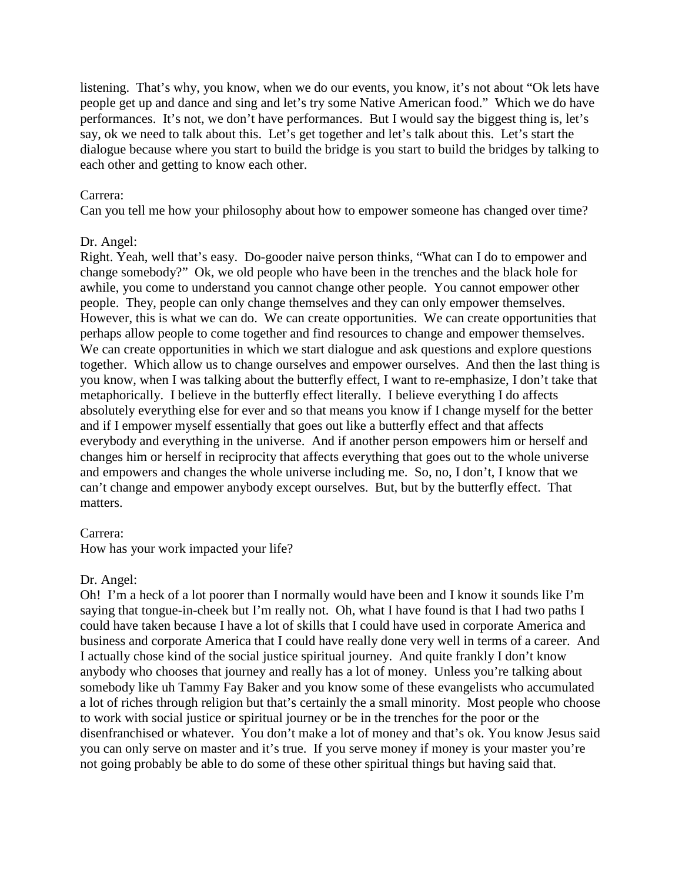listening. That's why, you know, when we do our events, you know, it's not about "Ok lets have people get up and dance and sing and let's try some Native American food." Which we do have performances. It's not, we don't have performances. But I would say the biggest thing is, let's say, ok we need to talk about this. Let's get together and let's talk about this. Let's start the dialogue because where you start to build the bridge is you start to build the bridges by talking to each other and getting to know each other.

Carrera:
Can you tell me how your philosophy about how to empower someone has changed over time?

Dr. Angel:
Right. Yeah, well that's easy. Do-gooder naive person thinks, "What can I do to empower and change somebody?" Ok, we old people who have been in the trenches and the black hole for awhile, you come to understand you cannot change other people. You cannot empower other people. They, people can only change themselves and they can only empower themselves. However, this is what we can do. We can create opportunities. We can create opportunities that perhaps allow people to come together and find resources to change and empower themselves. We can create opportunities in which we start dialogue and ask questions and explore questions together. Which allow us to change ourselves and empower ourselves. And then the last thing is you know, when I was talking about the butterfly effect, I want to re-emphasize, I don't take that metaphorically. I believe in the butterfly effect literally. I believe everything I do affects absolutely everything else for ever and so that means you know if I change myself for the better and if I empower myself essentially that goes out like a butterfly effect and that affects everybody and everything in the universe. And if another person empowers him or herself and changes him or herself in reciprocity that affects everything that goes out to the whole universe and empowers and changes the whole universe including me. So, no, I don't, I know that we can't change and empower anybody except ourselves. But, but by the butterfly effect. That matters.

Carrera:
How has your work impacted your life?

Dr. Angel:
Oh! I'm a heck of a lot poorer than I normally would have been and I know it sounds like I'm saying that tongue-in-cheek but I'm really not. Oh, what I have found is that I had two paths I could have taken because I have a lot of skills that I could have used in corporate America and business and corporate America that I could have really done very well in terms of a career. And I actually chose kind of the social justice spiritual journey. And quite frankly I don't know anybody who chooses that journey and really has a lot of money. Unless you're talking about somebody like uh Tammy Fay Baker and you know some of these evangelists who accumulated a lot of riches through religion but that's certainly the a small minority. Most people who choose to work with social justice or spiritual journey or be in the trenches for the poor or the disenfranchised or whatever. You don't make a lot of money and that's ok. You know Jesus said you can only serve on master and it's true. If you serve money if money is your master you're not going probably be able to do some of these other spiritual things but having said that.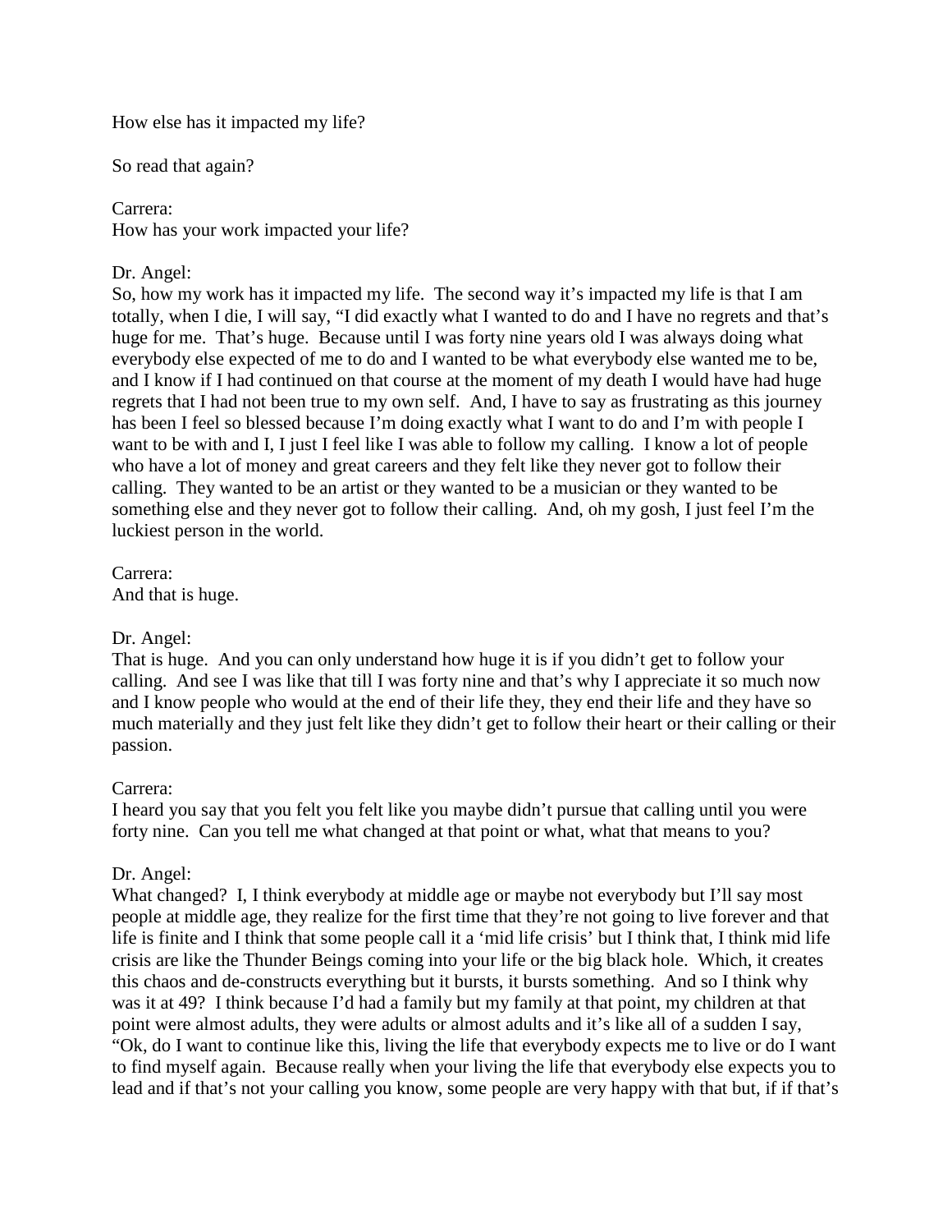How else has it impacted my life?

So read that again?

Carrera:
How has your work impacted your life?

Dr. Angel:
So, how my work has it impacted my life. The second way it's impacted my life is that I am totally, when I die, I will say, "I did exactly what I wanted to do and I have no regrets and that's huge for me. That's huge. Because until I was forty nine years old I was always doing what everybody else expected of me to do and I wanted to be what everybody else wanted me to be, and I know if I had continued on that course at the moment of my death I would have had huge regrets that I had not been true to my own self. And, I have to say as frustrating as this journey has been I feel so blessed because I'm doing exactly what I want to do and I'm with people I want to be with and I, I just I feel like I was able to follow my calling. I know a lot of people who have a lot of money and great careers and they felt like they never got to follow their calling. They wanted to be an artist or they wanted to be a musician or they wanted to be something else and they never got to follow their calling. And, oh my gosh, I just feel I'm the luckiest person in the world.

Carrera:
And that is huge.

Dr. Angel:
That is huge. And you can only understand how huge it is if you didn't get to follow your calling. And see I was like that till I was forty nine and that's why I appreciate it so much now and I know people who would at the end of their life they, they end their life and they have so much materially and they just felt like they didn't get to follow their heart or their calling or their passion.

Carrera:
I heard you say that you felt you felt like you maybe didn't pursue that calling until you were forty nine. Can you tell me what changed at that point or what, what that means to you?

Dr. Angel:
What changed? I, I think everybody at middle age or maybe not everybody but I'll say most people at middle age, they realize for the first time that they're not going to live forever and that life is finite and I think that some people call it a 'mid life crisis' but I think that, I think mid life crisis are like the Thunder Beings coming into your life or the big black hole. Which, it creates this chaos and de-constructs everything but it bursts, it bursts something. And so I think why was it at 49? I think because I'd had a family but my family at that point, my children at that point were almost adults, they were adults or almost adults and it's like all of a sudden I say, "Ok, do I want to continue like this, living the life that everybody expects me to live or do I want to find myself again. Because really when your living the life that everybody else expects you to lead and if that's not your calling you know, some people are very happy with that but, if if that's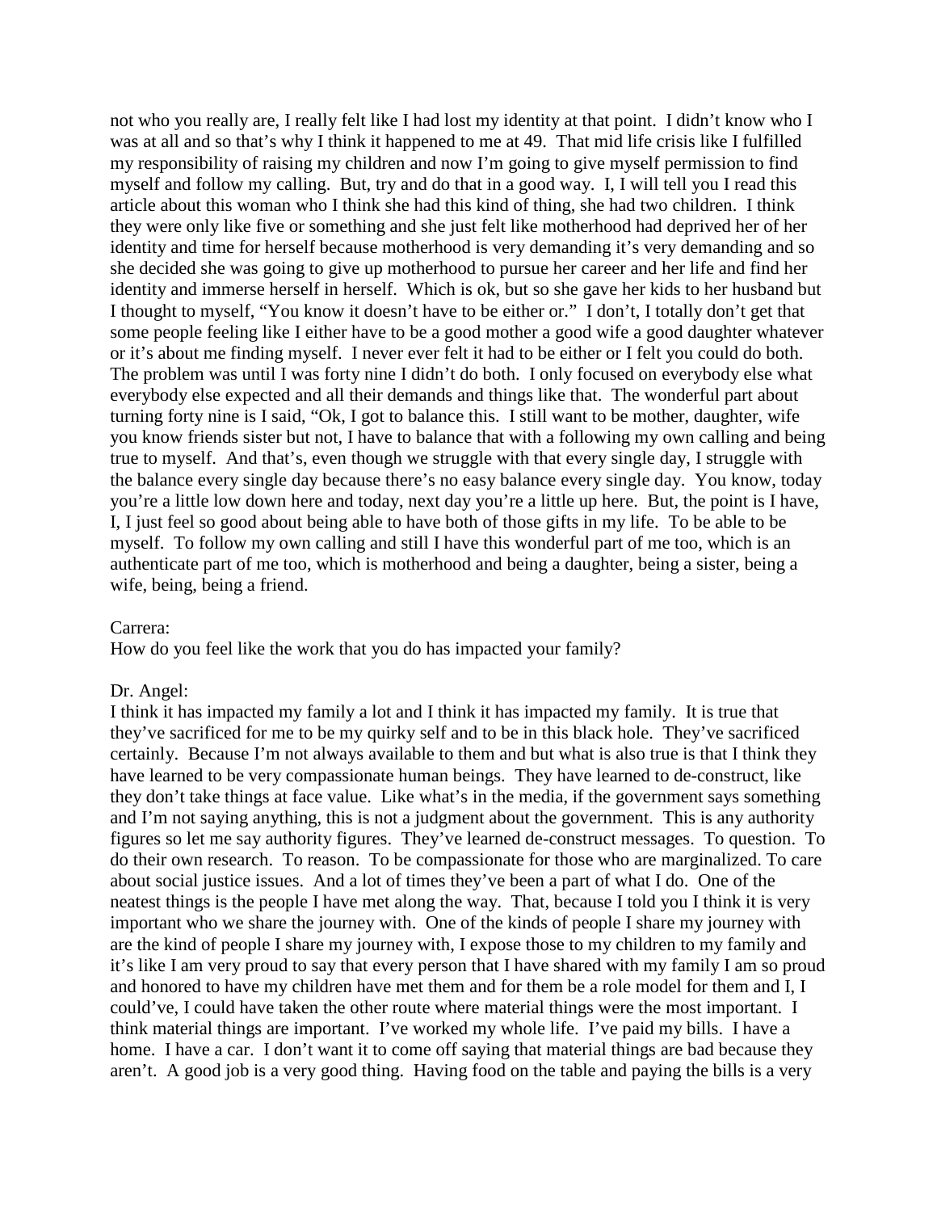not who you really are, I really felt like I had lost my identity at that point. I didn't know who I was at all and so that's why I think it happened to me at 49. That mid life crisis like I fulfilled my responsibility of raising my children and now I'm going to give myself permission to find myself and follow my calling. But, try and do that in a good way. I, I will tell you I read this article about this woman who I think she had this kind of thing, she had two children. I think they were only like five or something and she just felt like motherhood had deprived her of her identity and time for herself because motherhood is very demanding it's very demanding and so she decided she was going to give up motherhood to pursue her career and her life and find her identity and immerse herself in herself. Which is ok, but so she gave her kids to her husband but I thought to myself, "You know it doesn't have to be either or." I don't, I totally don't get that some people feeling like I either have to be a good mother a good wife a good daughter whatever or it's about me finding myself. I never ever felt it had to be either or I felt you could do both. The problem was until I was forty nine I didn't do both. I only focused on everybody else what everybody else expected and all their demands and things like that. The wonderful part about turning forty nine is I said, "Ok, I got to balance this. I still want to be mother, daughter, wife you know friends sister but not, I have to balance that with a following my own calling and being true to myself. And that's, even though we struggle with that every single day, I struggle with the balance every single day because there's no easy balance every single day. You know, today you're a little low down here and today, next day you're a little up here. But, the point is I have, I, I just feel so good about being able to have both of those gifts in my life. To be able to be myself. To follow my own calling and still I have this wonderful part of me too, which is an authenticate part of me too, which is motherhood and being a daughter, being a sister, being a wife, being, being a friend.

Carrera:
How do you feel like the work that you do has impacted your family?

Dr. Angel:
I think it has impacted my family a lot and I think it has impacted my family. It is true that they've sacrificed for me to be my quirky self and to be in this black hole. They've sacrificed certainly. Because I'm not always available to them and but what is also true is that I think they have learned to be very compassionate human beings. They have learned to de-construct, like they don't take things at face value. Like what's in the media, if the government says something and I'm not saying anything, this is not a judgment about the government. This is any authority figures so let me say authority figures. They've learned de-construct messages. To question. To do their own research. To reason. To be compassionate for those who are marginalized. To care about social justice issues. And a lot of times they've been a part of what I do. One of the neatest things is the people I have met along the way. That, because I told you I think it is very important who we share the journey with. One of the kinds of people I share my journey with are the kind of people I share my journey with, I expose those to my children to my family and it's like I am very proud to say that every person that I have shared with my family I am so proud and honored to have my children have met them and for them be a role model for them and I, I could've, I could have taken the other route where material things were the most important. I think material things are important. I've worked my whole life. I've paid my bills. I have a home. I have a car. I don't want it to come off saying that material things are bad because they aren't. A good job is a very good thing. Having food on the table and paying the bills is a very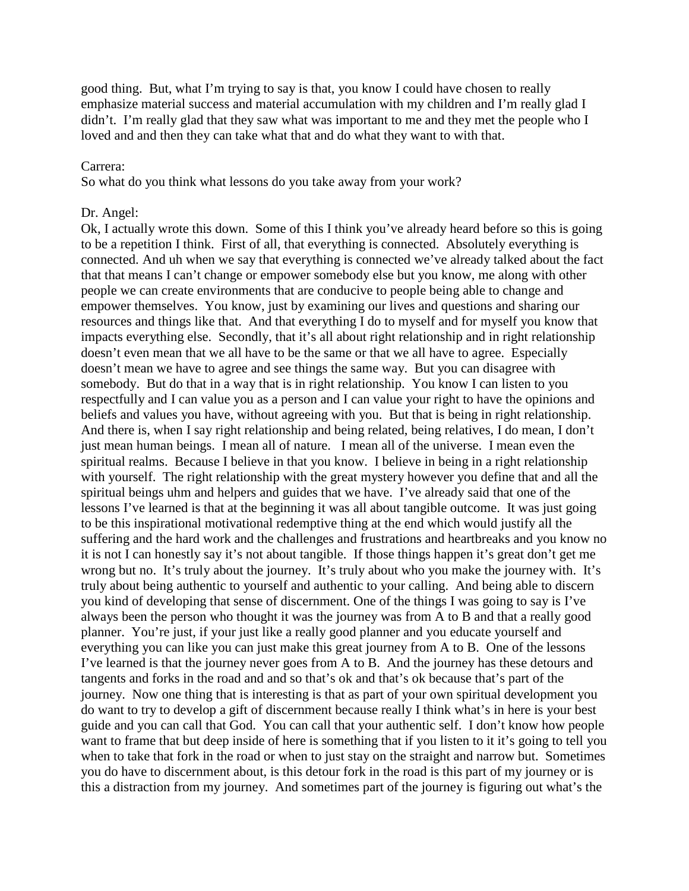good thing. But, what I'm trying to say is that, you know I could have chosen to really emphasize material success and material accumulation with my children and I'm really glad I didn't. I'm really glad that they saw what was important to me and they met the people who I loved and and then they can take what that and do what they want to with that.

Carrera:
So what do you think what lessons do you take away from your work?

Dr. Angel:
Ok, I actually wrote this down. Some of this I think you've already heard before so this is going to be a repetition I think. First of all, that everything is connected. Absolutely everything is connected. And uh when we say that everything is connected we've already talked about the fact that that means I can't change or empower somebody else but you know, me along with other people we can create environments that are conducive to people being able to change and empower themselves. You know, just by examining our lives and questions and sharing our resources and things like that. And that everything I do to myself and for myself you know that impacts everything else. Secondly, that it's all about right relationship and in right relationship doesn't even mean that we all have to be the same or that we all have to agree. Especially doesn't mean we have to agree and see things the same way. But you can disagree with somebody. But do that in a way that is in right relationship. You know I can listen to you respectfully and I can value you as a person and I can value your right to have the opinions and beliefs and values you have, without agreeing with you. But that is being in right relationship. And there is, when I say right relationship and being related, being relatives, I do mean, I don't just mean human beings. I mean all of nature. I mean all of the universe. I mean even the spiritual realms. Because I believe in that you know. I believe in being in a right relationship with yourself. The right relationship with the great mystery however you define that and all the spiritual beings uhm and helpers and guides that we have. I've already said that one of the lessons I've learned is that at the beginning it was all about tangible outcome. It was just going to be this inspirational motivational redemptive thing at the end which would justify all the suffering and the hard work and the challenges and frustrations and heartbreaks and you know no it is not I can honestly say it's not about tangible. If those things happen it's great don't get me wrong but no. It's truly about the journey. It's truly about who you make the journey with. It's truly about being authentic to yourself and authentic to your calling. And being able to discern you kind of developing that sense of discernment. One of the things I was going to say is I've always been the person who thought it was the journey was from A to B and that a really good planner. You're just, if your just like a really good planner and you educate yourself and everything you can like you can just make this great journey from A to B. One of the lessons I've learned is that the journey never goes from A to B. And the journey has these detours and tangents and forks in the road and and so that's ok and that's ok because that's part of the journey. Now one thing that is interesting is that as part of your own spiritual development you do want to try to develop a gift of discernment because really I think what's in here is your best guide and you can call that God. You can call that your authentic self. I don't know how people want to frame that but deep inside of here is something that if you listen to it it's going to tell you when to take that fork in the road or when to just stay on the straight and narrow but. Sometimes you do have to discernment about, is this detour fork in the road is this part of my journey or is this a distraction from my journey. And sometimes part of the journey is figuring out what's the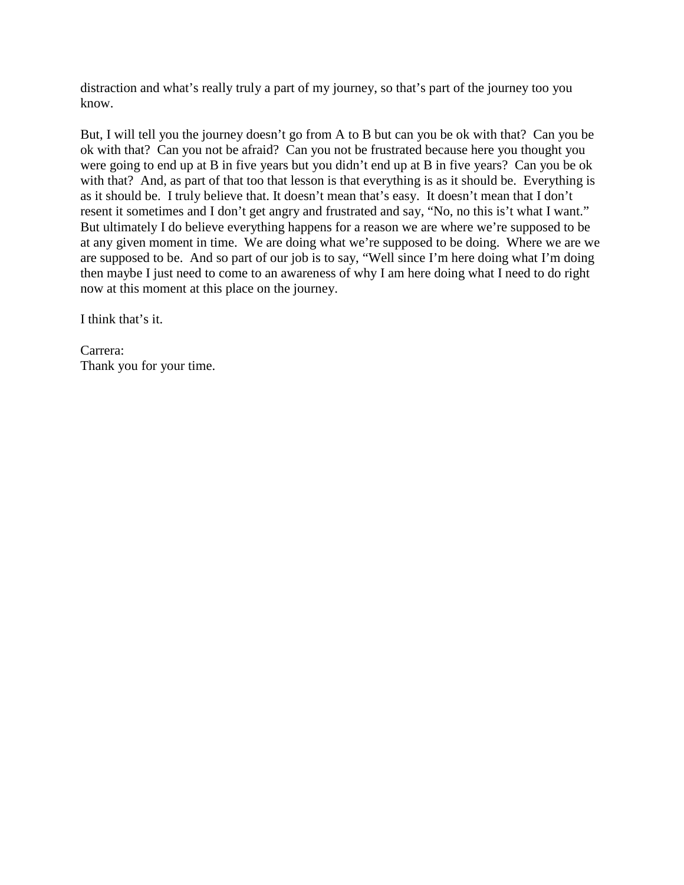distraction and what's really truly a part of my journey, so that's part of the journey too you know.

But, I will tell you the journey doesn't go from A to B but can you be ok with that? Can you be ok with that? Can you not be afraid? Can you not be frustrated because here you thought you were going to end up at B in five years but you didn't end up at B in five years? Can you be ok with that? And, as part of that too that lesson is that everything is as it should be. Everything is as it should be. I truly believe that. It doesn't mean that's easy. It doesn't mean that I don't resent it sometimes and I don't get angry and frustrated and say, "No, no this is't what I want." But ultimately I do believe everything happens for a reason we are where we're supposed to be at any given moment in time. We are doing what we're supposed to be doing. Where we are we are supposed to be. And so part of our job is to say, "Well since I'm here doing what I'm doing then maybe I just need to come to an awareness of why I am here doing what I need to do right now at this moment at this place on the journey.

I think that's it.

Carrera:
Thank you for your time.